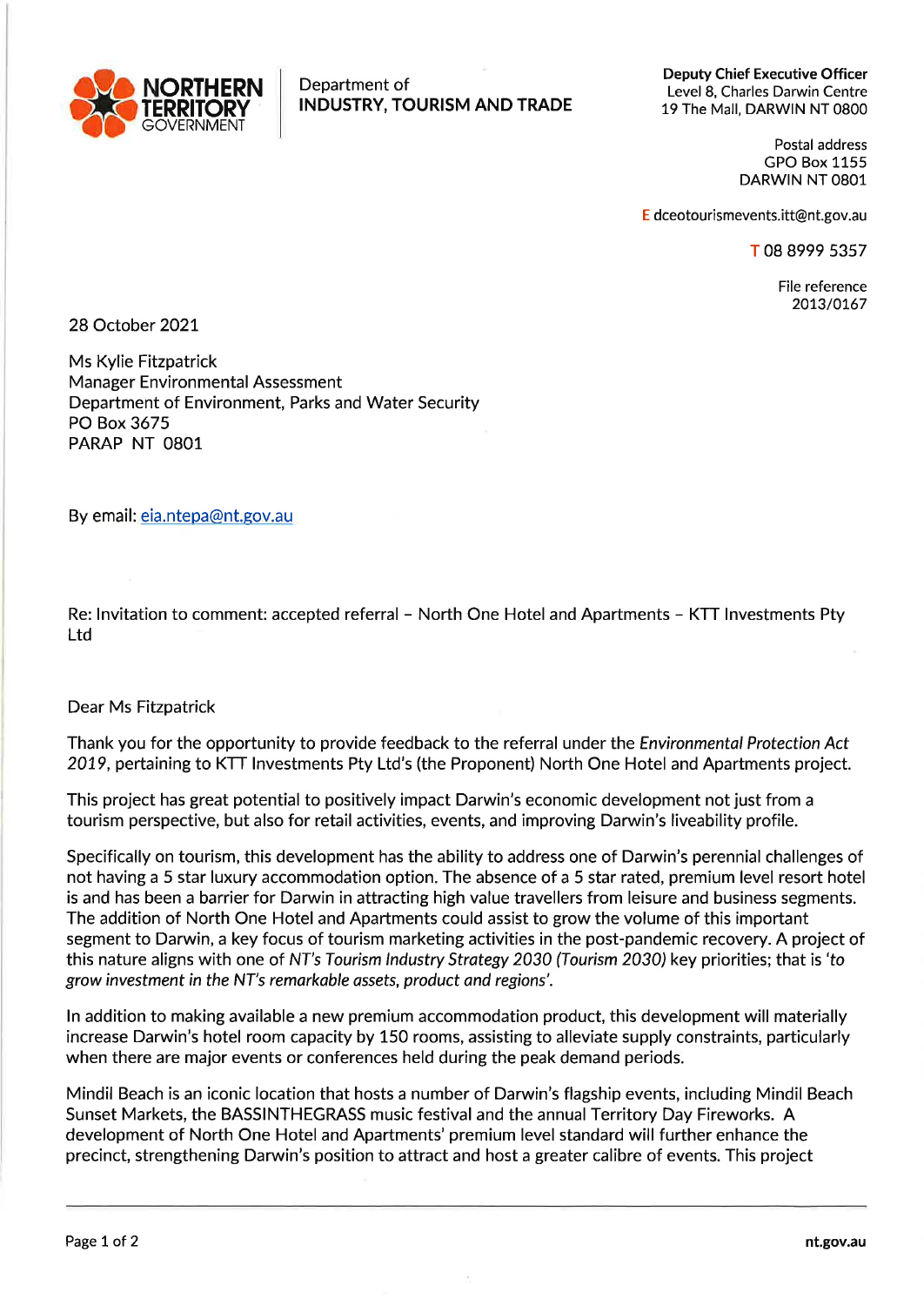NORTHERN TERRITORY GOVERNMENT

Department of
**INDUSTRY, TOURISM AND TRADE**

**Deputy Chief Executive Officer**
Level 8, Charles Darwin Centre
19 The Mall, DARWIN NT 0800

Postal address
GPO Box 1155
DARWIN NT 0801

E dceotourismevents.itt@nt.gov.au

T 08 8999 5357

File reference
2013/0167

28 October 2021

Ms Kylie Fitzpatrick
Manager Environmental Assessment
Department of Environment, Parks and Water Security
PO Box 3675
PARAP NT 0801

By email: eia.ntepa@nt.gov.au

Re: Invitation to comment: accepted referral – North One Hotel and Apartments – KTT Investments Pty Ltd

Dear Ms Fitzpatrick

Thank you for the opportunity to provide feedback to the referral under the *Environmental Protection Act 2019*, pertaining to KTT Investments Pty Ltd's (the Proponent) North One Hotel and Apartments project.

This project has great potential to positively impact Darwin's economic development not just from a tourism perspective, but also for retail activities, events, and improving Darwin's liveability profile.

Specifically on tourism, this development has the ability to address one of Darwin's perennial challenges of not having a 5 star luxury accommodation option. The absence of a 5 star rated, premium level resort hotel is and has been a barrier for Darwin in attracting high value travellers from leisure and business segments. The addition of North One Hotel and Apartments could assist to grow the volume of this important segment to Darwin, a key focus of tourism marketing activities in the post-pandemic recovery. A project of this nature aligns with one of *NT's Tourism Industry Strategy 2030 (Tourism 2030)* key priorities; that is *'to grow investment in the NT's remarkable assets, product and regions'*.

In addition to making available a new premium accommodation product, this development will materially increase Darwin's hotel room capacity by 150 rooms, assisting to alleviate supply constraints, particularly when there are major events or conferences held during the peak demand periods.

Mindil Beach is an iconic location that hosts a number of Darwin's flagship events, including Mindil Beach Sunset Markets, the BASSINTHEGRASS music festival and the annual Territory Day Fireworks. A development of North One Hotel and Apartments' premium level standard will further enhance the precinct, strengthening Darwin's position to attract and host a greater calibre of events. This project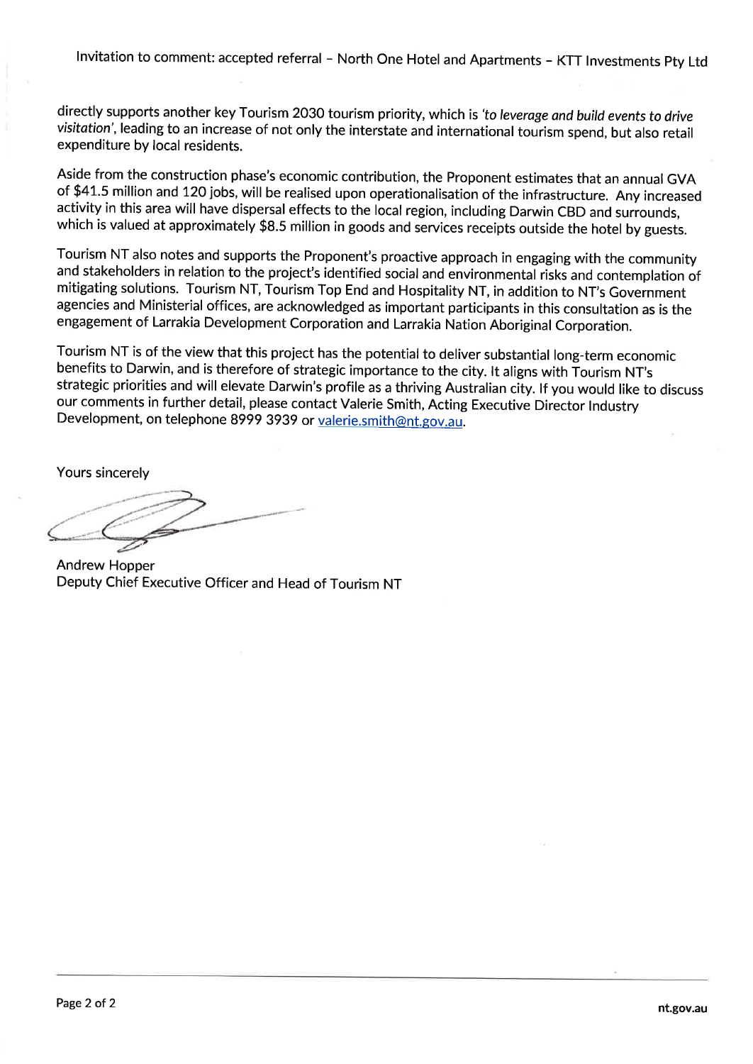directly supports another key Tourism 2030 tourism priority, which is *'to leverage and build events to drive visitation'*, leading to an increase of not only the interstate and international tourism spend, but also retail expenditure by local residents.

Aside from the construction phase's economic contribution, the Proponent estimates that an annual GVA of $41.5 million and 120 jobs, will be realised upon operationalisation of the infrastructure. Any increased activity in this area will have dispersal effects to the local region, including Darwin CBD and surrounds, which is valued at approximately $8.5 million in goods and services receipts outside the hotel by guests.

Tourism NT also notes and supports the Proponent's proactive approach in engaging with the community and stakeholders in relation to the project's identified social and environmental risks and contemplation of mitigating solutions. Tourism NT, Tourism Top End and Hospitality NT, in addition to NT's Government agencies and Ministerial offices, are acknowledged as important participants in this consultation as is the engagement of Larrakia Development Corporation and Larrakia Nation Aboriginal Corporation.

Tourism NT is of the view that this project has the potential to deliver substantial long-term economic benefits to Darwin, and is therefore of strategic importance to the city. It aligns with Tourism NT's strategic priorities and will elevate Darwin's profile as a thriving Australian city. If you would like to discuss our comments in further detail, please contact Valerie Smith, Acting Executive Director Industry Development, on telephone 8999 3939 or valerie.smith@nt.gov.au.

Yours sincerely

Andrew Hopper
Deputy Chief Executive Officer and Head of Tourism NT